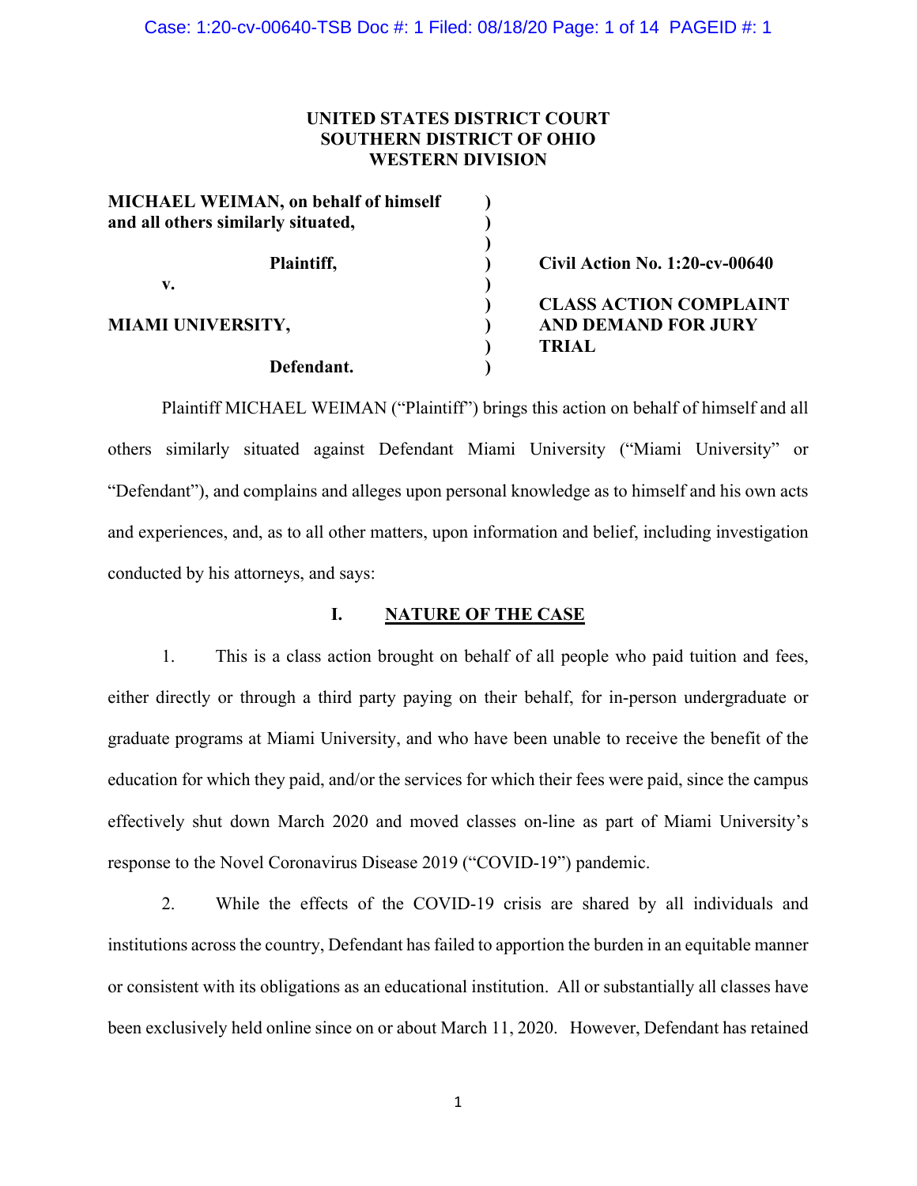**UNITED STATES DISTRICT COURT**
**SOUTHERN DISTRICT OF OHIO**
**WESTERN DIVISION**

| | | |
|---|---|---|
| **MICHAEL WEIMAN, on behalf of himself and all others similarly situated,** | ) | |
| **Plaintiff,** | ) | **Civil Action No. 1:20-cv-00640** |
| **v.** | ) | |
| **MIAMI UNIVERSITY,** | ) | **CLASS ACTION COMPLAINT AND DEMAND FOR JURY TRIAL** |
| **Defendant.** | ) | |

Plaintiff MICHAEL WEIMAN ("Plaintiff") brings this action on behalf of himself and all others similarly situated against Defendant Miami University ("Miami University" or "Defendant"), and complains and alleges upon personal knowledge as to himself and his own acts and experiences, and, as to all other matters, upon information and belief, including investigation conducted by his attorneys, and says:

## I. NATURE OF THE CASE

1. This is a class action brought on behalf of all people who paid tuition and fees, either directly or through a third party paying on their behalf, for in-person undergraduate or graduate programs at Miami University, and who have been unable to receive the benefit of the education for which they paid, and/or the services for which their fees were paid, since the campus effectively shut down March 2020 and moved classes on-line as part of Miami University's response to the Novel Coronavirus Disease 2019 ("COVID-19") pandemic.

2. While the effects of the COVID-19 crisis are shared by all individuals and institutions across the country, Defendant has failed to apportion the burden in an equitable manner or consistent with its obligations as an educational institution. All or substantially all classes have been exclusively held online since on or about March 11, 2020. However, Defendant has retained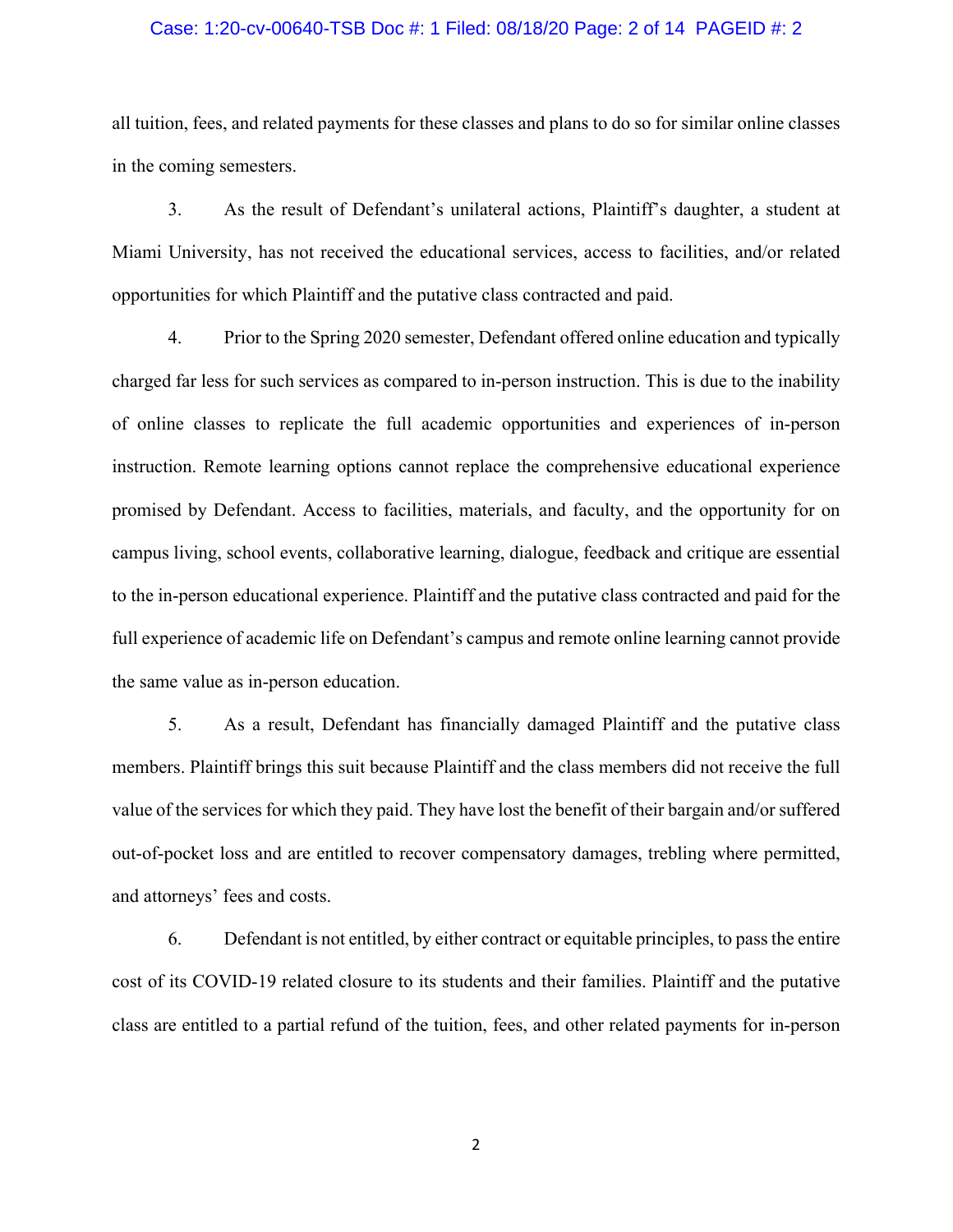all tuition, fees, and related payments for these classes and plans to do so for similar online classes in the coming semesters.

3. As the result of Defendant's unilateral actions, Plaintiff's daughter, a student at Miami University, has not received the educational services, access to facilities, and/or related opportunities for which Plaintiff and the putative class contracted and paid.

4. Prior to the Spring 2020 semester, Defendant offered online education and typically charged far less for such services as compared to in-person instruction. This is due to the inability of online classes to replicate the full academic opportunities and experiences of in-person instruction. Remote learning options cannot replace the comprehensive educational experience promised by Defendant. Access to facilities, materials, and faculty, and the opportunity for on campus living, school events, collaborative learning, dialogue, feedback and critique are essential to the in-person educational experience. Plaintiff and the putative class contracted and paid for the full experience of academic life on Defendant's campus and remote online learning cannot provide the same value as in-person education.

5. As a result, Defendant has financially damaged Plaintiff and the putative class members. Plaintiff brings this suit because Plaintiff and the class members did not receive the full value of the services for which they paid. They have lost the benefit of their bargain and/or suffered out-of-pocket loss and are entitled to recover compensatory damages, trebling where permitted, and attorneys' fees and costs.

6. Defendant is not entitled, by either contract or equitable principles, to pass the entire cost of its COVID-19 related closure to its students and their families. Plaintiff and the putative class are entitled to a partial refund of the tuition, fees, and other related payments for in-person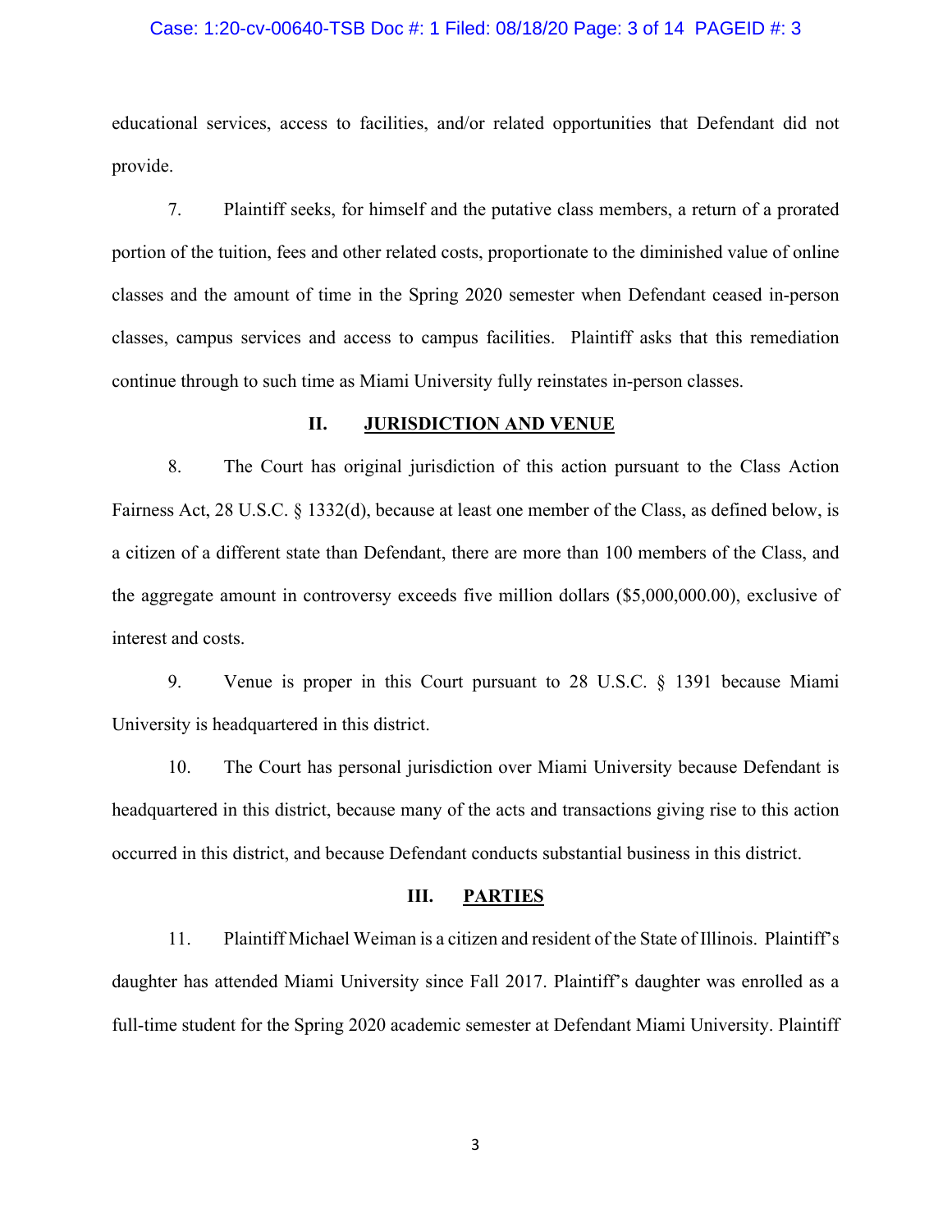educational services, access to facilities, and/or related opportunities that Defendant did not provide.

7. Plaintiff seeks, for himself and the putative class members, a return of a prorated portion of the tuition, fees and other related costs, proportionate to the diminished value of online classes and the amount of time in the Spring 2020 semester when Defendant ceased in-person classes, campus services and access to campus facilities. Plaintiff asks that this remediation continue through to such time as Miami University fully reinstates in-person classes.

## II. JURISDICTION AND VENUE

8. The Court has original jurisdiction of this action pursuant to the Class Action Fairness Act, 28 U.S.C. § 1332(d), because at least one member of the Class, as defined below, is a citizen of a different state than Defendant, there are more than 100 members of the Class, and the aggregate amount in controversy exceeds five million dollars ($5,000,000.00), exclusive of interest and costs.

9. Venue is proper in this Court pursuant to 28 U.S.C. § 1391 because Miami University is headquartered in this district.

10. The Court has personal jurisdiction over Miami University because Defendant is headquartered in this district, because many of the acts and transactions giving rise to this action occurred in this district, and because Defendant conducts substantial business in this district.

## III. PARTIES

11. Plaintiff Michael Weiman is a citizen and resident of the State of Illinois. Plaintiff's daughter has attended Miami University since Fall 2017. Plaintiff's daughter was enrolled as a full-time student for the Spring 2020 academic semester at Defendant Miami University. Plaintiff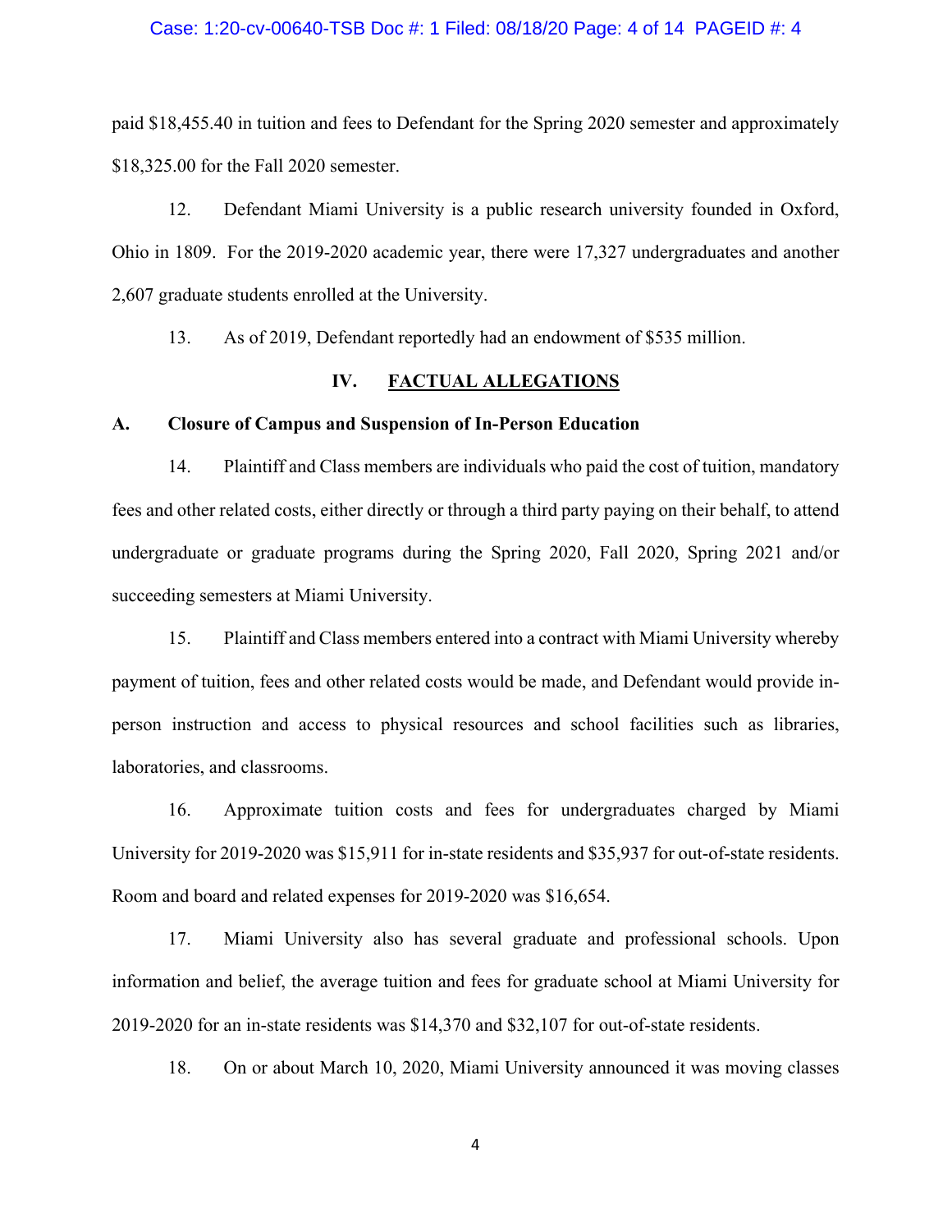paid $18,455.40 in tuition and fees to Defendant for the Spring 2020 semester and approximately $18,325.00 for the Fall 2020 semester.

12. Defendant Miami University is a public research university founded in Oxford, Ohio in 1809. For the 2019-2020 academic year, there were 17,327 undergraduates and another 2,607 graduate students enrolled at the University.

13. As of 2019, Defendant reportedly had an endowment of $535 million.

## IV. FACTUAL ALLEGATIONS

### A. Closure of Campus and Suspension of In-Person Education

14. Plaintiff and Class members are individuals who paid the cost of tuition, mandatory fees and other related costs, either directly or through a third party paying on their behalf, to attend undergraduate or graduate programs during the Spring 2020, Fall 2020, Spring 2021 and/or succeeding semesters at Miami University.

15. Plaintiff and Class members entered into a contract with Miami University whereby payment of tuition, fees and other related costs would be made, and Defendant would provide in-person instruction and access to physical resources and school facilities such as libraries, laboratories, and classrooms.

16. Approximate tuition costs and fees for undergraduates charged by Miami University for 2019-2020 was $15,911 for in-state residents and $35,937 for out-of-state residents. Room and board and related expenses for 2019-2020 was $16,654.

17. Miami University also has several graduate and professional schools. Upon information and belief, the average tuition and fees for graduate school at Miami University for 2019-2020 for an in-state residents was $14,370 and $32,107 for out-of-state residents.

18. On or about March 10, 2020, Miami University announced it was moving classes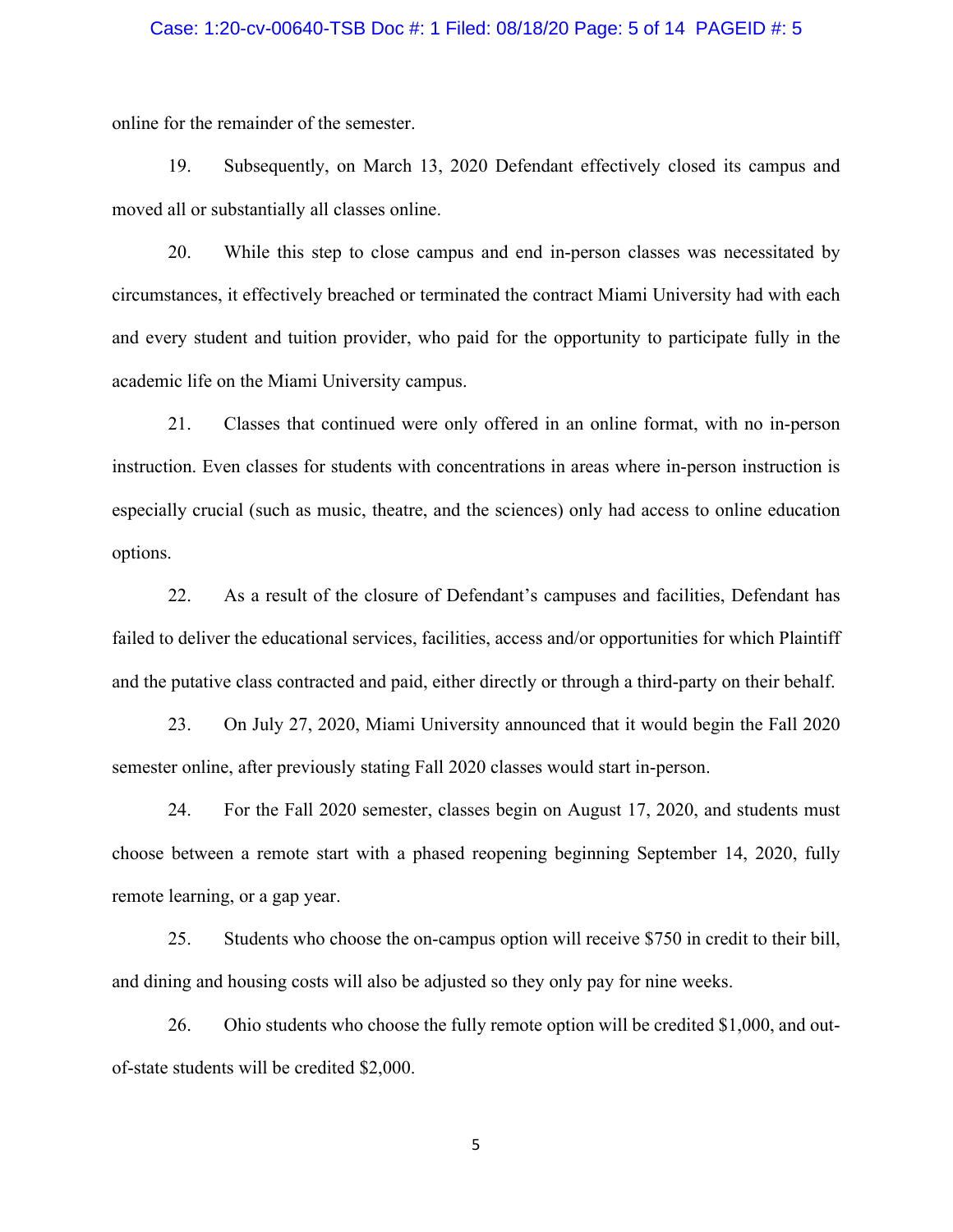online for the remainder of the semester.

19. Subsequently, on March 13, 2020 Defendant effectively closed its campus and moved all or substantially all classes online.

20. While this step to close campus and end in-person classes was necessitated by circumstances, it effectively breached or terminated the contract Miami University had with each and every student and tuition provider, who paid for the opportunity to participate fully in the academic life on the Miami University campus.

21. Classes that continued were only offered in an online format, with no in-person instruction. Even classes for students with concentrations in areas where in-person instruction is especially crucial (such as music, theatre, and the sciences) only had access to online education options.

22. As a result of the closure of Defendant's campuses and facilities, Defendant has failed to deliver the educational services, facilities, access and/or opportunities for which Plaintiff and the putative class contracted and paid, either directly or through a third-party on their behalf.

23. On July 27, 2020, Miami University announced that it would begin the Fall 2020 semester online, after previously stating Fall 2020 classes would start in-person.

24. For the Fall 2020 semester, classes begin on August 17, 2020, and students must choose between a remote start with a phased reopening beginning September 14, 2020, fully remote learning, or a gap year.

25. Students who choose the on-campus option will receive $750 in credit to their bill, and dining and housing costs will also be adjusted so they only pay for nine weeks.

26. Ohio students who choose the fully remote option will be credited $1,000, and out-of-state students will be credited $2,000.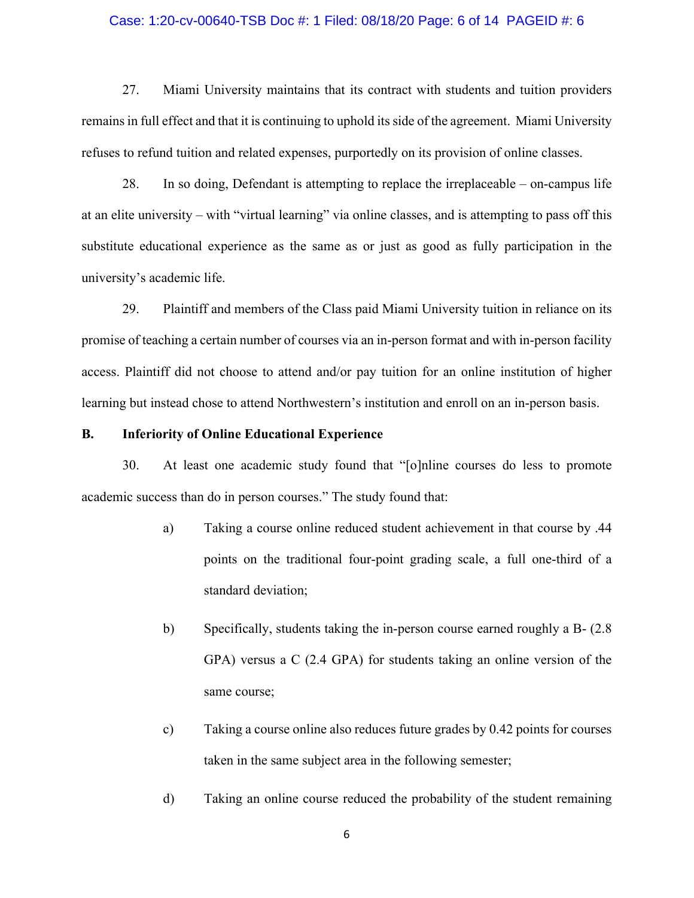27. Miami University maintains that its contract with students and tuition providers remains in full effect and that it is continuing to uphold its side of the agreement. Miami University refuses to refund tuition and related expenses, purportedly on its provision of online classes.

28. In so doing, Defendant is attempting to replace the irreplaceable – on-campus life at an elite university – with "virtual learning" via online classes, and is attempting to pass off this substitute educational experience as the same as or just as good as fully participation in the university's academic life.

29. Plaintiff and members of the Class paid Miami University tuition in reliance on its promise of teaching a certain number of courses via an in-person format and with in-person facility access. Plaintiff did not choose to attend and/or pay tuition for an online institution of higher learning but instead chose to attend Northwestern's institution and enroll on an in-person basis.

**B. Inferiority of Online Educational Experience**

30. At least one academic study found that "[o]nline courses do less to promote academic success than do in person courses." The study found that:

a) Taking a course online reduced student achievement in that course by .44 points on the traditional four-point grading scale, a full one-third of a standard deviation;

b) Specifically, students taking the in-person course earned roughly a B- (2.8 GPA) versus a C (2.4 GPA) for students taking an online version of the same course;

c) Taking a course online also reduces future grades by 0.42 points for courses taken in the same subject area in the following semester;

d) Taking an online course reduced the probability of the student remaining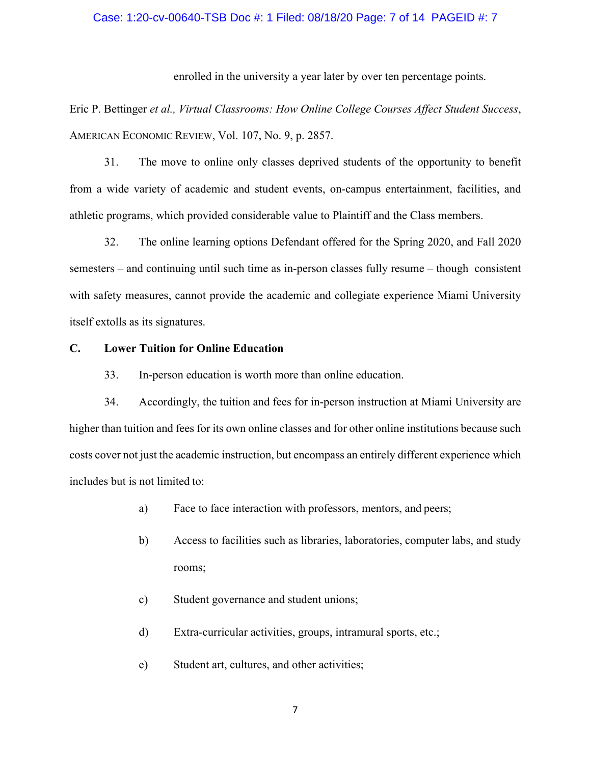enrolled in the university a year later by over ten percentage points.

Eric P. Bettinger *et al., Virtual Classrooms: How Online College Courses Affect Student Success*, AMERICAN ECONOMIC REVIEW, Vol. 107, No. 9, p. 2857.

31. The move to online only classes deprived students of the opportunity to benefit from a wide variety of academic and student events, on-campus entertainment, facilities, and athletic programs, which provided considerable value to Plaintiff and the Class members.

32. The online learning options Defendant offered for the Spring 2020, and Fall 2020 semesters – and continuing until such time as in-person classes fully resume – though consistent with safety measures, cannot provide the academic and collegiate experience Miami University itself extolls as its signatures.

**C. Lower Tuition for Online Education**

33. In-person education is worth more than online education.

34. Accordingly, the tuition and fees for in-person instruction at Miami University are higher than tuition and fees for its own online classes and for other online institutions because such costs cover not just the academic instruction, but encompass an entirely different experience which includes but is not limited to:

a) Face to face interaction with professors, mentors, and peers;

b) Access to facilities such as libraries, laboratories, computer labs, and study rooms;

c) Student governance and student unions;

d) Extra-curricular activities, groups, intramural sports, etc.;

e) Student art, cultures, and other activities;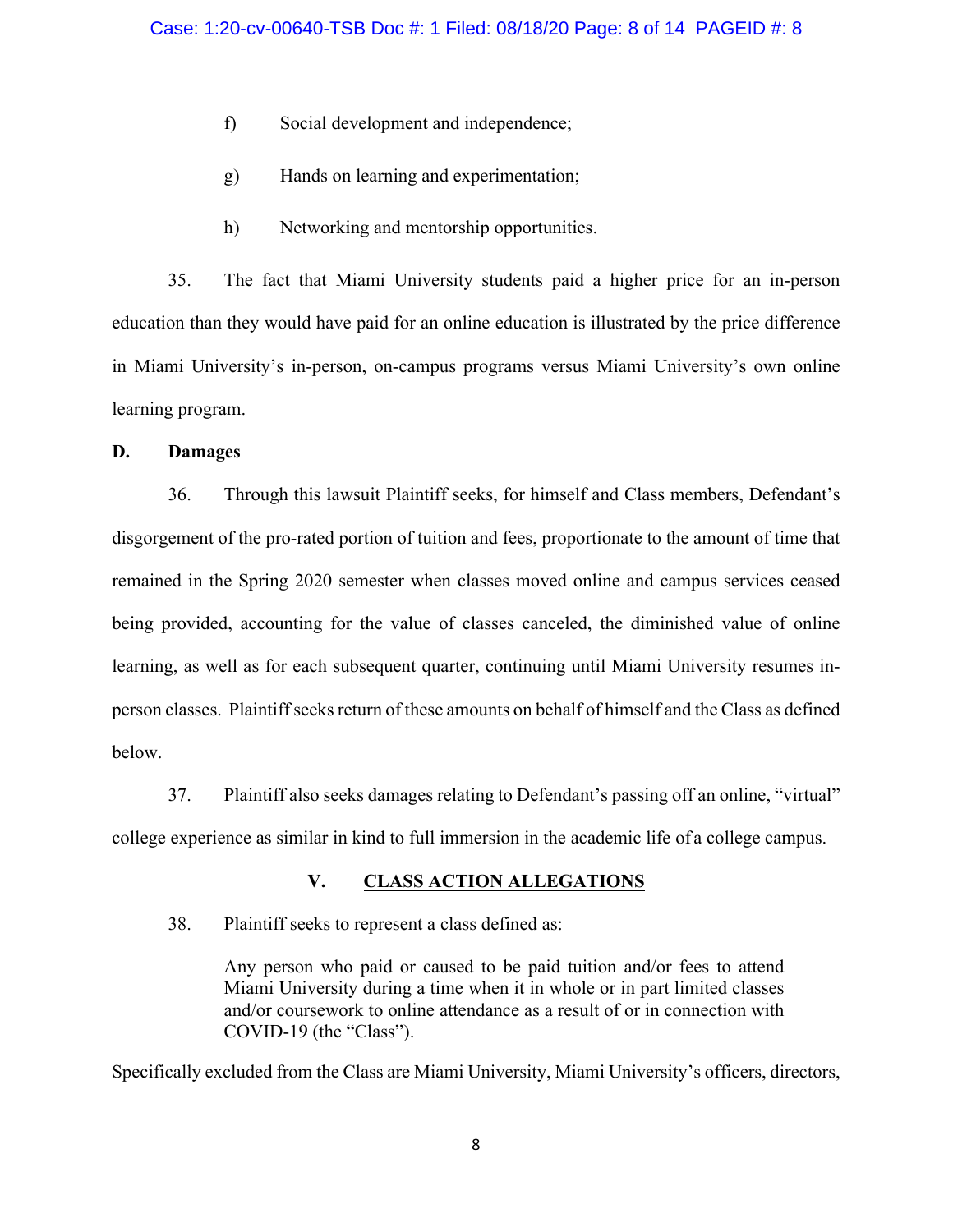f) Social development and independence;

g) Hands on learning and experimentation;

h) Networking and mentorship opportunities.

35. The fact that Miami University students paid a higher price for an in-person education than they would have paid for an online education is illustrated by the price difference in Miami University's in-person, on-campus programs versus Miami University's own online learning program.

**D. Damages**

36. Through this lawsuit Plaintiff seeks, for himself and Class members, Defendant's disgorgement of the pro-rated portion of tuition and fees, proportionate to the amount of time that remained in the Spring 2020 semester when classes moved online and campus services ceased being provided, accounting for the value of classes canceled, the diminished value of online learning, as well as for each subsequent quarter, continuing until Miami University resumes in-person classes. Plaintiff seeks return of these amounts on behalf of himself and the Class as defined below.

37. Plaintiff also seeks damages relating to Defendant's passing off an online, "virtual" college experience as similar in kind to full immersion in the academic life of a college campus.

## V. CLASS ACTION ALLEGATIONS

38. Plaintiff seeks to represent a class defined as:

> Any person who paid or caused to be paid tuition and/or fees to attend Miami University during a time when it in whole or in part limited classes and/or coursework to online attendance as a result of or in connection with COVID-19 (the "Class").

Specifically excluded from the Class are Miami University, Miami University's officers, directors,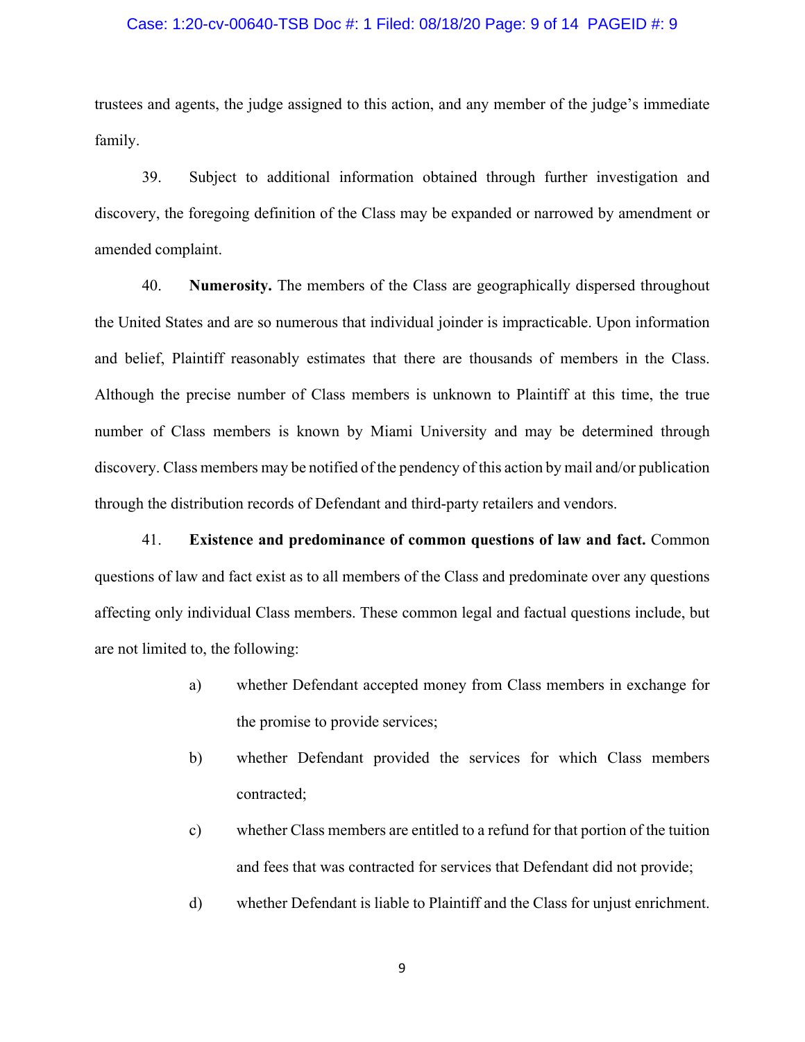trustees and agents, the judge assigned to this action, and any member of the judge's immediate family.

39. Subject to additional information obtained through further investigation and discovery, the foregoing definition of the Class may be expanded or narrowed by amendment or amended complaint.

40. **Numerosity.** The members of the Class are geographically dispersed throughout the United States and are so numerous that individual joinder is impracticable. Upon information and belief, Plaintiff reasonably estimates that there are thousands of members in the Class. Although the precise number of Class members is unknown to Plaintiff at this time, the true number of Class members is known by Miami University and may be determined through discovery. Class members may be notified of the pendency of this action by mail and/or publication through the distribution records of Defendant and third-party retailers and vendors.

41. **Existence and predominance of common questions of law and fact.** Common questions of law and fact exist as to all members of the Class and predominate over any questions affecting only individual Class members. These common legal and factual questions include, but are not limited to, the following:

a) whether Defendant accepted money from Class members in exchange for the promise to provide services;

b) whether Defendant provided the services for which Class members contracted;

c) whether Class members are entitled to a refund for that portion of the tuition and fees that was contracted for services that Defendant did not provide;

d) whether Defendant is liable to Plaintiff and the Class for unjust enrichment.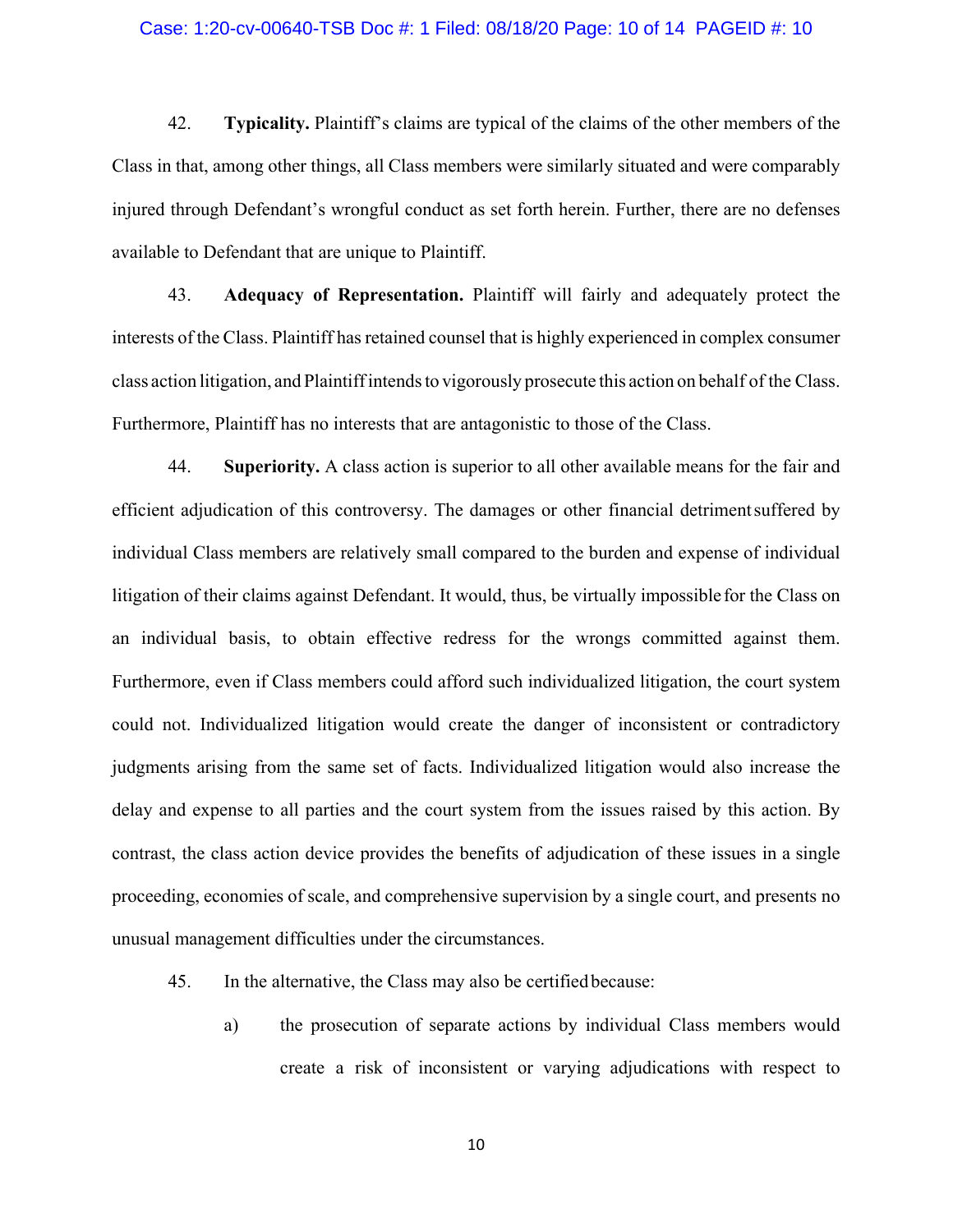42. **Typicality.** Plaintiff's claims are typical of the claims of the other members of the Class in that, among other things, all Class members were similarly situated and were comparably injured through Defendant's wrongful conduct as set forth herein. Further, there are no defenses available to Defendant that are unique to Plaintiff.

43. **Adequacy of Representation.** Plaintiff will fairly and adequately protect the interests of the Class. Plaintiff has retained counsel that is highly experienced in complex consumer class action litigation, and Plaintiff intends to vigorously prosecute this action on behalf of the Class. Furthermore, Plaintiff has no interests that are antagonistic to those of the Class.

44. **Superiority.** A class action is superior to all other available means for the fair and efficient adjudication of this controversy. The damages or other financial detriment suffered by individual Class members are relatively small compared to the burden and expense of individual litigation of their claims against Defendant. It would, thus, be virtually impossible for the Class on an individual basis, to obtain effective redress for the wrongs committed against them. Furthermore, even if Class members could afford such individualized litigation, the court system could not. Individualized litigation would create the danger of inconsistent or contradictory judgments arising from the same set of facts. Individualized litigation would also increase the delay and expense to all parties and the court system from the issues raised by this action. By contrast, the class action device provides the benefits of adjudication of these issues in a single proceeding, economies of scale, and comprehensive supervision by a single court, and presents no unusual management difficulties under the circumstances.

45. In the alternative, the Class may also be certified because:

a) the prosecution of separate actions by individual Class members would create a risk of inconsistent or varying adjudications with respect to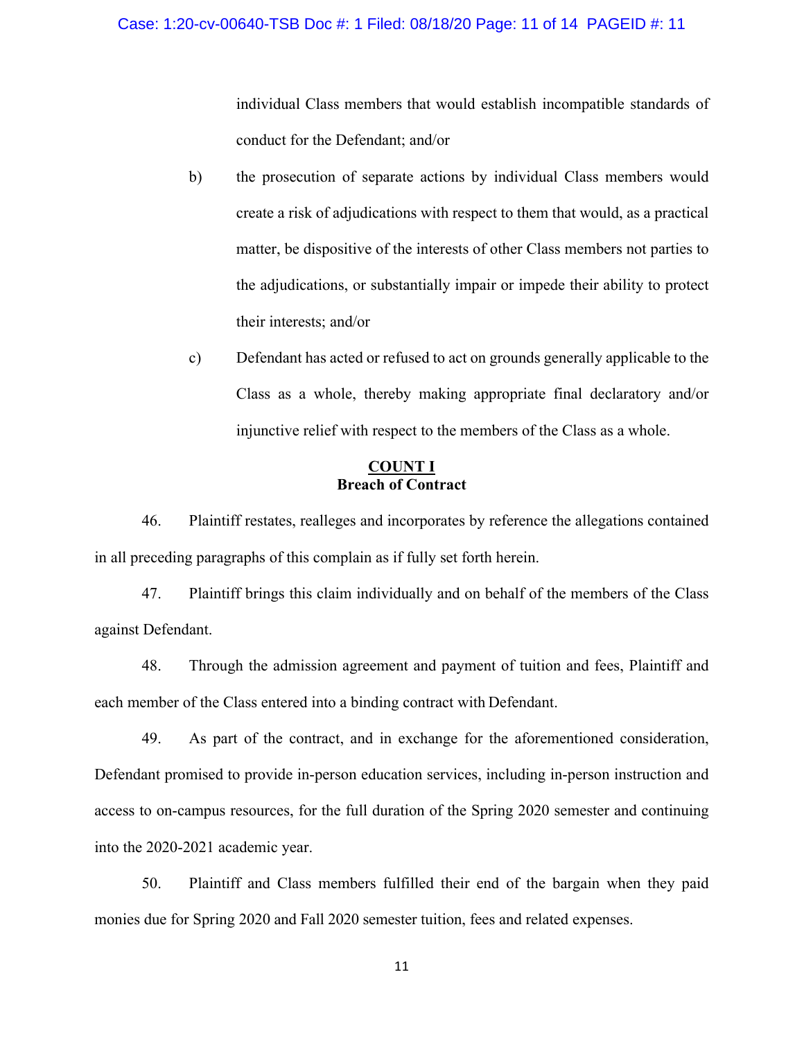individual Class members that would establish incompatible standards of conduct for the Defendant; and/or

b) the prosecution of separate actions by individual Class members would create a risk of adjudications with respect to them that would, as a practical matter, be dispositive of the interests of other Class members not parties to the adjudications, or substantially impair or impede their ability to protect their interests; and/or

c) Defendant has acted or refused to act on grounds generally applicable to the Class as a whole, thereby making appropriate final declaratory and/or injunctive relief with respect to the members of the Class as a whole.

## COUNT I
**Breach of Contract**

46. Plaintiff restates, realleges and incorporates by reference the allegations contained in all preceding paragraphs of this complain as if fully set forth herein.

47. Plaintiff brings this claim individually and on behalf of the members of the Class against Defendant.

48. Through the admission agreement and payment of tuition and fees, Plaintiff and each member of the Class entered into a binding contract with Defendant.

49. As part of the contract, and in exchange for the aforementioned consideration, Defendant promised to provide in-person education services, including in-person instruction and access to on-campus resources, for the full duration of the Spring 2020 semester and continuing into the 2020-2021 academic year.

50. Plaintiff and Class members fulfilled their end of the bargain when they paid monies due for Spring 2020 and Fall 2020 semester tuition, fees and related expenses.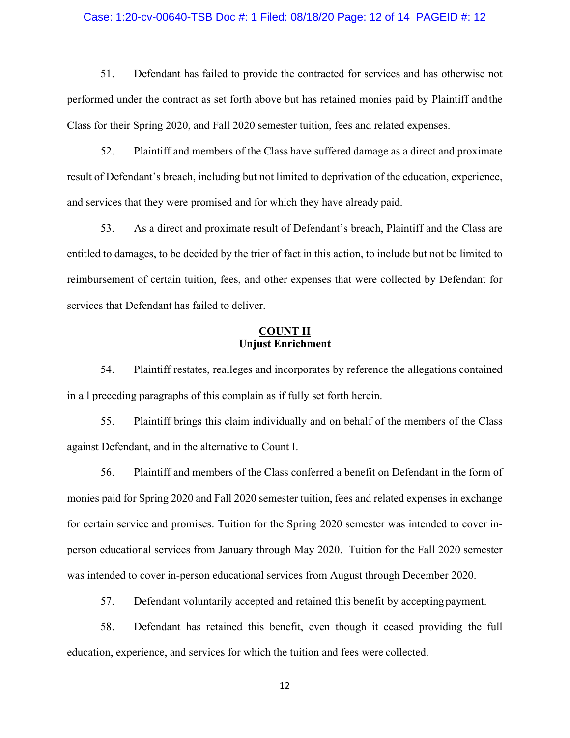51. Defendant has failed to provide the contracted for services and has otherwise not performed under the contract as set forth above but has retained monies paid by Plaintiff and the Class for their Spring 2020, and Fall 2020 semester tuition, fees and related expenses.

52. Plaintiff and members of the Class have suffered damage as a direct and proximate result of Defendant's breach, including but not limited to deprivation of the education, experience, and services that they were promised and for which they have already paid.

53. As a direct and proximate result of Defendant's breach, Plaintiff and the Class are entitled to damages, to be decided by the trier of fact in this action, to include but not be limited to reimbursement of certain tuition, fees, and other expenses that were collected by Defendant for services that Defendant has failed to deliver.

## COUNT II
**Unjust Enrichment**

54. Plaintiff restates, realleges and incorporates by reference the allegations contained in all preceding paragraphs of this complain as if fully set forth herein.

55. Plaintiff brings this claim individually and on behalf of the members of the Class against Defendant, and in the alternative to Count I.

56. Plaintiff and members of the Class conferred a benefit on Defendant in the form of monies paid for Spring 2020 and Fall 2020 semester tuition, fees and related expenses in exchange for certain service and promises. Tuition for the Spring 2020 semester was intended to cover in-person educational services from January through May 2020. Tuition for the Fall 2020 semester was intended to cover in-person educational services from August through December 2020.

57. Defendant voluntarily accepted and retained this benefit by accepting payment.

58. Defendant has retained this benefit, even though it ceased providing the full education, experience, and services for which the tuition and fees were collected.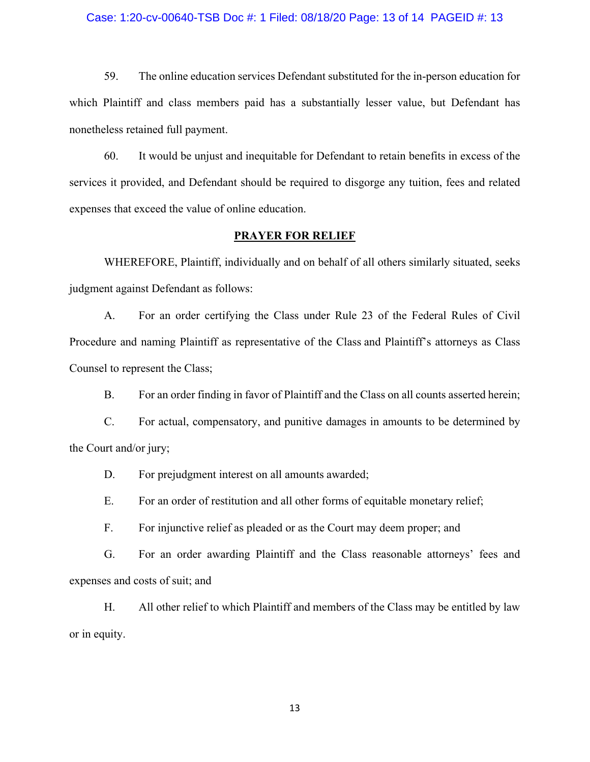59. The online education services Defendant substituted for the in-person education for which Plaintiff and class members paid has a substantially lesser value, but Defendant has nonetheless retained full payment.

60. It would be unjust and inequitable for Defendant to retain benefits in excess of the services it provided, and Defendant should be required to disgorge any tuition, fees and related expenses that exceed the value of online education.

## PRAYER FOR RELIEF

WHEREFORE, Plaintiff, individually and on behalf of all others similarly situated, seeks judgment against Defendant as follows:

A. For an order certifying the Class under Rule 23 of the Federal Rules of Civil Procedure and naming Plaintiff as representative of the Class and Plaintiff's attorneys as Class Counsel to represent the Class;

B. For an order finding in favor of Plaintiff and the Class on all counts asserted herein;

C. For actual, compensatory, and punitive damages in amounts to be determined by the Court and/or jury;

D. For prejudgment interest on all amounts awarded;

E. For an order of restitution and all other forms of equitable monetary relief;

F. For injunctive relief as pleaded or as the Court may deem proper; and

G. For an order awarding Plaintiff and the Class reasonable attorneys' fees and expenses and costs of suit; and

H. All other relief to which Plaintiff and members of the Class may be entitled by law or in equity.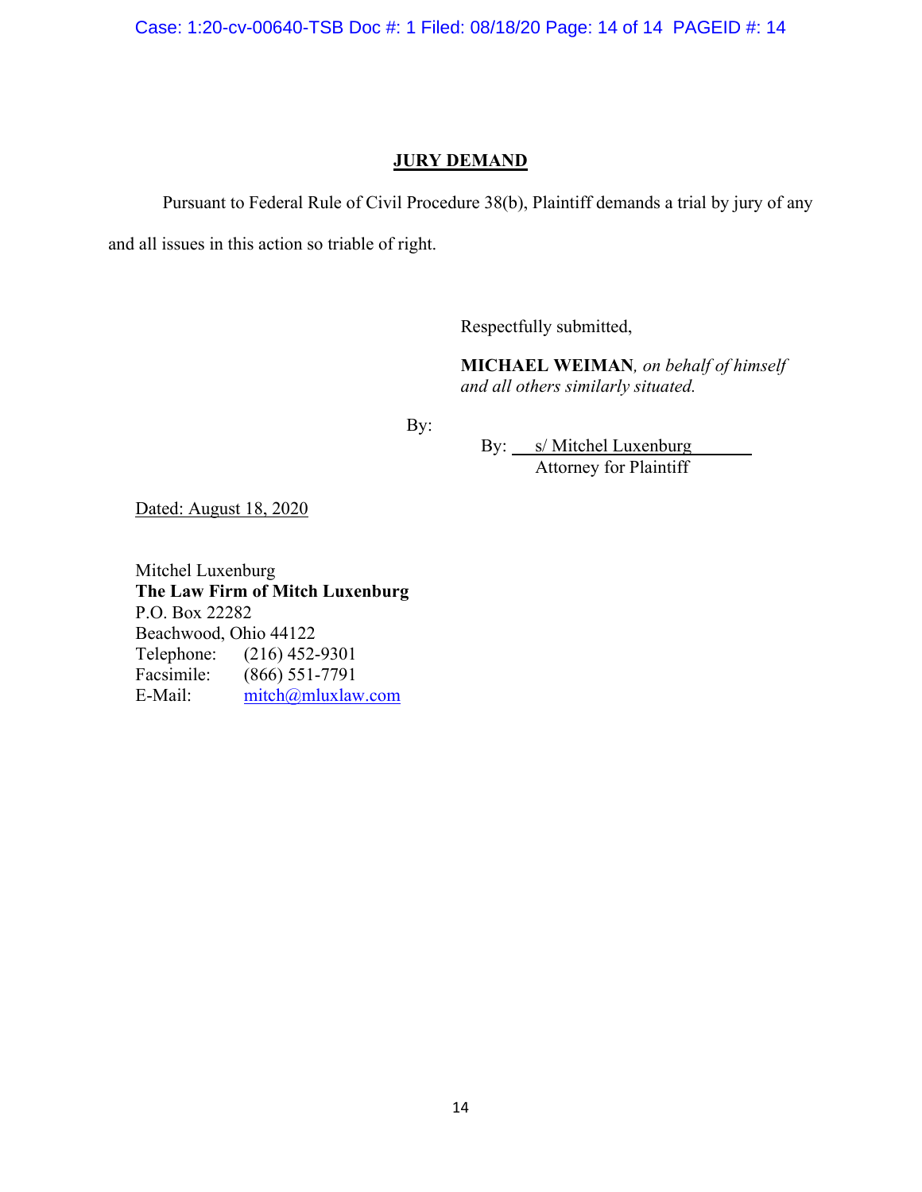## JURY DEMAND

Pursuant to Federal Rule of Civil Procedure 38(b), Plaintiff demands a trial by jury of any and all issues in this action so triable of right.

Respectfully submitted,

**MICHAEL WEIMAN**, *on behalf of himself and all others similarly situated.*

By:

By: s/ Mitchel Luxenburg
Attorney for Plaintiff

Dated: August 18, 2020

Mitchel Luxenburg
**The Law Firm of Mitch Luxenburg**
P.O. Box 22282
Beachwood, Ohio 44122
Telephone: (216) 452-9301
Facsimile: (866) 551-7791
E-Mail: mitch@mluxlaw.com